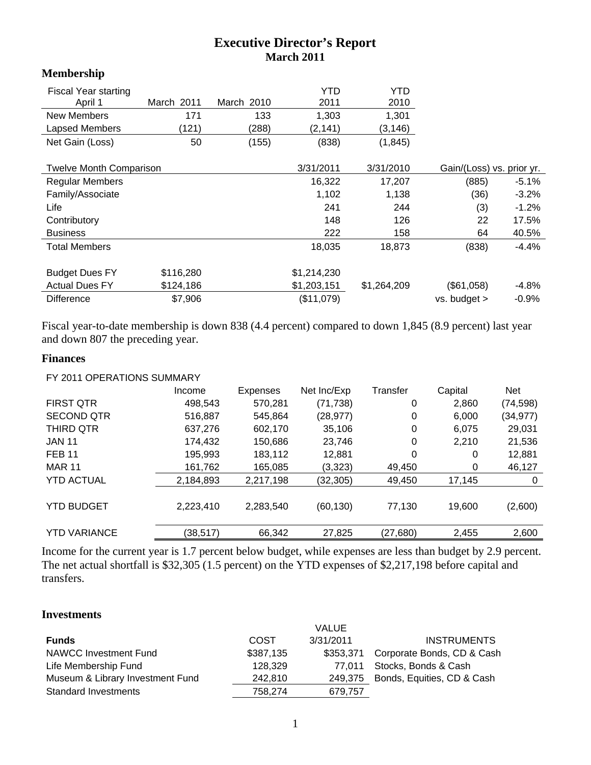# Executive Director's Report
## March 2011

### Membership

| Fiscal Year starting April 1 | March 2011 | March 2010 | YTD 2011 | YTD 2010 | | |
|---|---|---|---|---|---|---|
| New Members | 171 | 133 | 1,303 | 1,301 | | |
| Lapsed Members | (121) | (288) | (2,141) | (3,146) | | |
| Net Gain (Loss) | 50 | (155) | (838) | (1,845) | | |
| | | | | | | |
| Twelve Month Comparison | | | 3/31/2011 | 3/31/2010 | Gain/(Loss) vs. prior yr. | |
| Regular Members | | | 16,322 | 17,207 | (885) | -5.1% |
| Family/Associate | | | 1,102 | 1,138 | (36) | -3.2% |
| Life | | | 241 | 244 | (3) | -1.2% |
| Contributory | | | 148 | 126 | 22 | 17.5% |
| Business | | | 222 | 158 | 64 | 40.5% |
| Total Members | | | 18,035 | 18,873 | (838) | -4.4% |
| | | | | | | |
| Budget Dues FY | $116,280 | | $1,214,230 | | | |
| Actual Dues FY | $124,186 | | $1,203,151 | $1,264,209 | ($61,058) | -4.8% |
| Difference | $7,906 | | ($11,079) | | vs. budget > | -0.9% |

Fiscal year-to-date membership is down 838 (4.4 percent) compared to down 1,845 (8.9 percent) last year and down 807 the preceding year.

### Finances

FY 2011 OPERATIONS SUMMARY

| | Income | Expenses | Net Inc/Exp | Transfer | Capital | Net |
|---|---|---|---|---|---|---|
| FIRST QTR | 498,543 | 570,281 | (71,738) | 0 | 2,860 | (74,598) |
| SECOND QTR | 516,887 | 545,864 | (28,977) | 0 | 6,000 | (34,977) |
| THIRD QTR | 637,276 | 602,170 | 35,106 | 0 | 6,075 | 29,031 |
| JAN 11 | 174,432 | 150,686 | 23,746 | 0 | 2,210 | 21,536 |
| FEB 11 | 195,993 | 183,112 | 12,881 | 0 | 0 | 12,881 |
| MAR 11 | 161,762 | 165,085 | (3,323) | 49,450 | 0 | 46,127 |
| YTD ACTUAL | 2,184,893 | 2,217,198 | (32,305) | 49,450 | 17,145 | 0 |
| YTD BUDGET | 2,223,410 | 2,283,540 | (60,130) | 77,130 | 19,600 | (2,600) |
| YTD VARIANCE | (38,517) | 66,342 | 27,825 | (27,680) | 2,455 | 2,600 |

Income for the current year is 1.7 percent below budget, while expenses are less than budget by 2.9 percent. The net actual shortfall is $32,305 (1.5 percent) on the YTD expenses of $2,217,198 before capital and transfers.

### Investments

| Funds | COST | VALUE 3/31/2011 | INSTRUMENTS |
|---|---|---|---|
| NAWCC Investment Fund | $387,135 | $353,371 | Corporate Bonds, CD & Cash |
| Life Membership Fund | 128,329 | 77,011 | Stocks, Bonds & Cash |
| Museum & Library Investment Fund | 242,810 | 249,375 | Bonds, Equities, CD & Cash |
| Standard Investments | 758,274 | 679,757 | |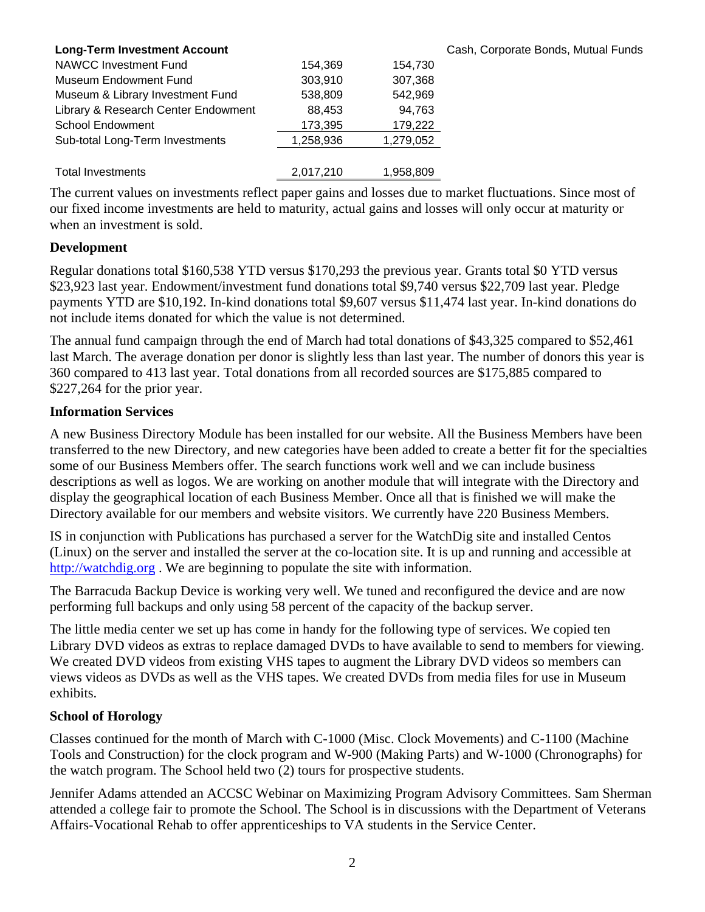| Long-Term Investment Account | | | Cash, Corporate Bonds, Mutual Funds |
|---|---|---|---|
| NAWCC Investment Fund | 154,369 | 154,730 | |
| Museum Endowment Fund | 303,910 | 307,368 | |
| Museum & Library Investment Fund | 538,809 | 542,969 | |
| Library & Research Center Endowment | 88,453 | 94,763 | |
| School Endowment | 173,395 | 179,222 | |
| Sub-total Long-Term Investments | 1,258,936 | 1,279,052 | |
| | | | |
| Total Investments | 2,017,210 | 1,958,809 | |

The current values on investments reflect paper gains and losses due to market fluctuations. Since most of our fixed income investments are held to maturity, actual gains and losses will only occur at maturity or when an investment is sold.

**Development**

Regular donations total $160,538 YTD versus $170,293 the previous year. Grants total $0 YTD versus $23,923 last year. Endowment/investment fund donations total $9,740 versus $22,709 last year. Pledge payments YTD are $10,192. In-kind donations total $9,607 versus $11,474 last year. In-kind donations do not include items donated for which the value is not determined.

The annual fund campaign through the end of March had total donations of $43,325 compared to $52,461 last March. The average donation per donor is slightly less than last year. The number of donors this year is 360 compared to 413 last year. Total donations from all recorded sources are $175,885 compared to $227,264 for the prior year.

**Information Services**

A new Business Directory Module has been installed for our website. All the Business Members have been transferred to the new Directory, and new categories have been added to create a better fit for the specialties some of our Business Members offer. The search functions work well and we can include business descriptions as well as logos. We are working on another module that will integrate with the Directory and display the geographical location of each Business Member. Once all that is finished we will make the Directory available for our members and website visitors. We currently have 220 Business Members.

IS in conjunction with Publications has purchased a server for the WatchDig site and installed Centos (Linux) on the server and installed the server at the co-location site. It is up and running and accessible at http://watchdig.org . We are beginning to populate the site with information.

The Barracuda Backup Device is working very well. We tuned and reconfigured the device and are now performing full backups and only using 58 percent of the capacity of the backup server.

The little media center we set up has come in handy for the following type of services. We copied ten Library DVD videos as extras to replace damaged DVDs to have available to send to members for viewing. We created DVD videos from existing VHS tapes to augment the Library DVD videos so members can views videos as DVDs as well as the VHS tapes. We created DVDs from media files for use in Museum exhibits.

**School of Horology**

Classes continued for the month of March with C-1000 (Misc. Clock Movements) and C-1100 (Machine Tools and Construction) for the clock program and W-900 (Making Parts) and W-1000 (Chronographs) for the watch program. The School held two (2) tours for prospective students.

Jennifer Adams attended an ACCSC Webinar on Maximizing Program Advisory Committees. Sam Sherman attended a college fair to promote the School. The School is in discussions with the Department of Veterans Affairs-Vocational Rehab to offer apprenticeships to VA students in the Service Center.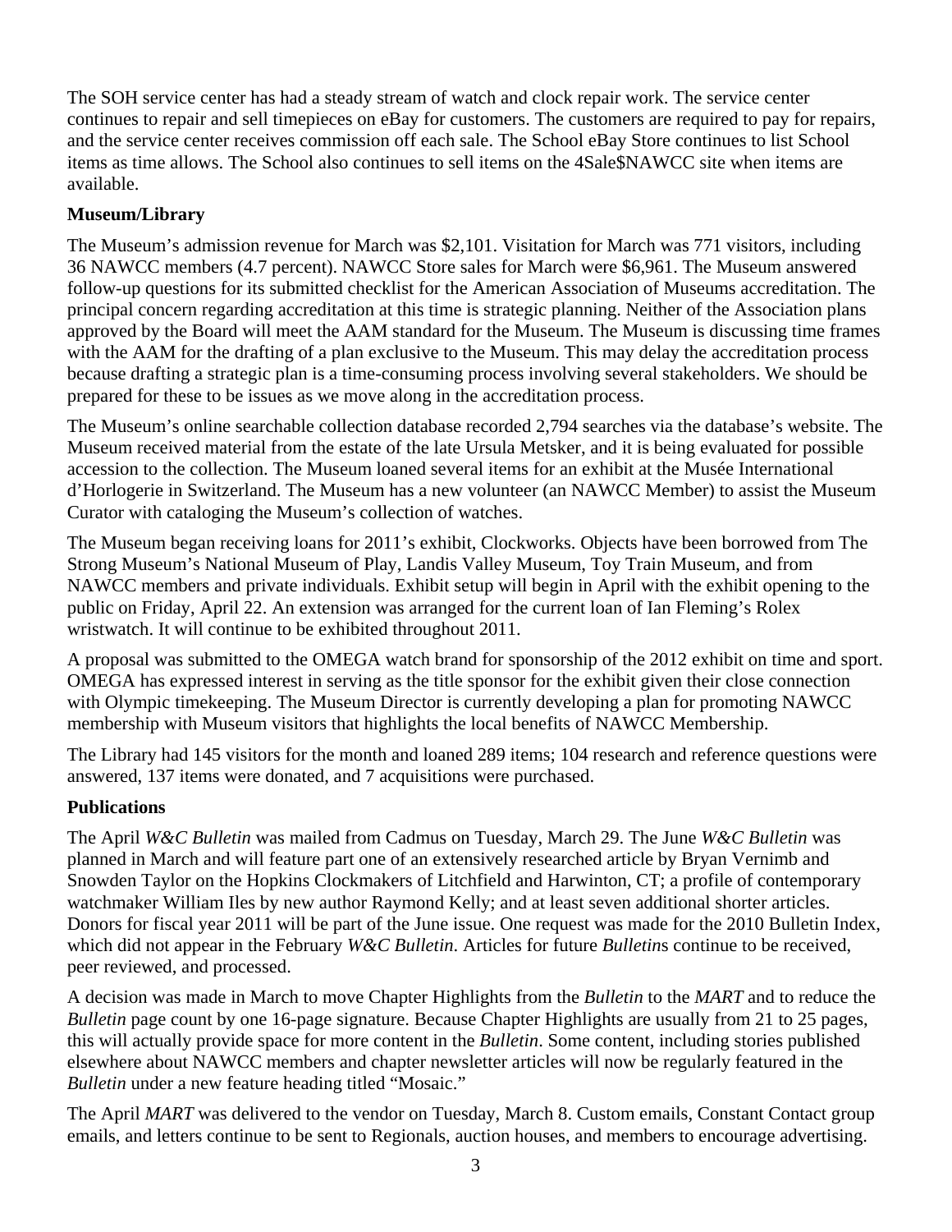The SOH service center has had a steady stream of watch and clock repair work. The service center continues to repair and sell timepieces on eBay for customers. The customers are required to pay for repairs, and the service center receives commission off each sale. The School eBay Store continues to list School items as time allows. The School also continues to sell items on the 4Sale$NAWCC site when items are available.

**Museum/Library**

The Museum's admission revenue for March was $2,101. Visitation for March was 771 visitors, including 36 NAWCC members (4.7 percent). NAWCC Store sales for March were $6,961. The Museum answered follow-up questions for its submitted checklist for the American Association of Museums accreditation. The principal concern regarding accreditation at this time is strategic planning. Neither of the Association plans approved by the Board will meet the AAM standard for the Museum. The Museum is discussing time frames with the AAM for the drafting of a plan exclusive to the Museum. This may delay the accreditation process because drafting a strategic plan is a time-consuming process involving several stakeholders. We should be prepared for these to be issues as we move along in the accreditation process.

The Museum's online searchable collection database recorded 2,794 searches via the database's website. The Museum received material from the estate of the late Ursula Metsker, and it is being evaluated for possible accession to the collection. The Museum loaned several items for an exhibit at the Musée International d'Horlogerie in Switzerland. The Museum has a new volunteer (an NAWCC Member) to assist the Museum Curator with cataloging the Museum's collection of watches.

The Museum began receiving loans for 2011's exhibit, Clockworks. Objects have been borrowed from The Strong Museum's National Museum of Play, Landis Valley Museum, Toy Train Museum, and from NAWCC members and private individuals. Exhibit setup will begin in April with the exhibit opening to the public on Friday, April 22. An extension was arranged for the current loan of Ian Fleming's Rolex wristwatch. It will continue to be exhibited throughout 2011.

A proposal was submitted to the OMEGA watch brand for sponsorship of the 2012 exhibit on time and sport. OMEGA has expressed interest in serving as the title sponsor for the exhibit given their close connection with Olympic timekeeping. The Museum Director is currently developing a plan for promoting NAWCC membership with Museum visitors that highlights the local benefits of NAWCC Membership.

The Library had 145 visitors for the month and loaned 289 items; 104 research and reference questions were answered, 137 items were donated, and 7 acquisitions were purchased.

**Publications**

The April *W&C Bulletin* was mailed from Cadmus on Tuesday, March 29. The June *W&C Bulletin* was planned in March and will feature part one of an extensively researched article by Bryan Vernimb and Snowden Taylor on the Hopkins Clockmakers of Litchfield and Harwinton, CT; a profile of contemporary watchmaker William Iles by new author Raymond Kelly; and at least seven additional shorter articles. Donors for fiscal year 2011 will be part of the June issue. One request was made for the 2010 Bulletin Index, which did not appear in the February *W&C Bulletin*. Articles for future *Bulletin*s continue to be received, peer reviewed, and processed.

A decision was made in March to move Chapter Highlights from the *Bulletin* to the *MART* and to reduce the *Bulletin* page count by one 16-page signature. Because Chapter Highlights are usually from 21 to 25 pages, this will actually provide space for more content in the *Bulletin*. Some content, including stories published elsewhere about NAWCC members and chapter newsletter articles will now be regularly featured in the *Bulletin* under a new feature heading titled "Mosaic."

The April *MART* was delivered to the vendor on Tuesday, March 8. Custom emails, Constant Contact group emails, and letters continue to be sent to Regionals, auction houses, and members to encourage advertising.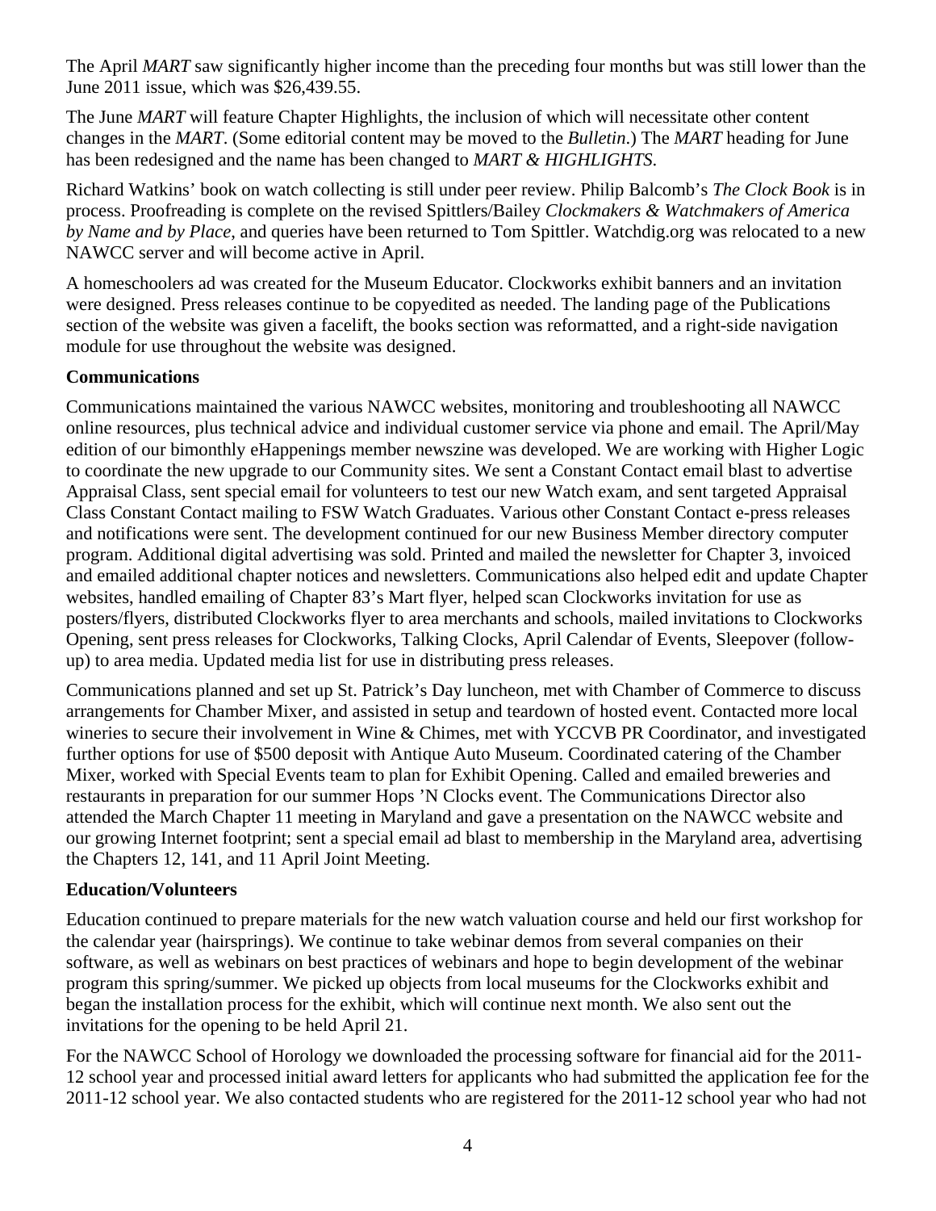The April *MART* saw significantly higher income than the preceding four months but was still lower than the June 2011 issue, which was $26,439.55.

The June *MART* will feature Chapter Highlights, the inclusion of which will necessitate other content changes in the *MART*. (Some editorial content may be moved to the *Bulletin*.) The *MART* heading for June has been redesigned and the name has been changed to *MART & HIGHLIGHTS*.

Richard Watkins' book on watch collecting is still under peer review. Philip Balcomb's *The Clock Book* is in process. Proofreading is complete on the revised Spittlers/Bailey *Clockmakers & Watchmakers of America by Name and by Place*, and queries have been returned to Tom Spittler. Watchdig.org was relocated to a new NAWCC server and will become active in April.

A homeschoolers ad was created for the Museum Educator. Clockworks exhibit banners and an invitation were designed. Press releases continue to be copyedited as needed. The landing page of the Publications section of the website was given a facelift, the books section was reformatted, and a right-side navigation module for use throughout the website was designed.

**Communications**

Communications maintained the various NAWCC websites, monitoring and troubleshooting all NAWCC online resources, plus technical advice and individual customer service via phone and email. The April/May edition of our bimonthly eHappenings member newszine was developed. We are working with Higher Logic to coordinate the new upgrade to our Community sites. We sent a Constant Contact email blast to advertise Appraisal Class, sent special email for volunteers to test our new Watch exam, and sent targeted Appraisal Class Constant Contact mailing to FSW Watch Graduates. Various other Constant Contact e-press releases and notifications were sent. The development continued for our new Business Member directory computer program. Additional digital advertising was sold. Printed and mailed the newsletter for Chapter 3, invoiced and emailed additional chapter notices and newsletters. Communications also helped edit and update Chapter websites, handled emailing of Chapter 83's Mart flyer, helped scan Clockworks invitation for use as posters/flyers, distributed Clockworks flyer to area merchants and schools, mailed invitations to Clockworks Opening, sent press releases for Clockworks, Talking Clocks, April Calendar of Events, Sleepover (follow-up) to area media. Updated media list for use in distributing press releases.

Communications planned and set up St. Patrick's Day luncheon, met with Chamber of Commerce to discuss arrangements for Chamber Mixer, and assisted in setup and teardown of hosted event. Contacted more local wineries to secure their involvement in Wine & Chimes, met with YCCVB PR Coordinator, and investigated further options for use of $500 deposit with Antique Auto Museum. Coordinated catering of the Chamber Mixer, worked with Special Events team to plan for Exhibit Opening. Called and emailed breweries and restaurants in preparation for our summer Hops 'N Clocks event. The Communications Director also attended the March Chapter 11 meeting in Maryland and gave a presentation on the NAWCC website and our growing Internet footprint; sent a special email ad blast to membership in the Maryland area, advertising the Chapters 12, 141, and 11 April Joint Meeting.

**Education/Volunteers**

Education continued to prepare materials for the new watch valuation course and held our first workshop for the calendar year (hairsprings). We continue to take webinar demos from several companies on their software, as well as webinars on best practices of webinars and hope to begin development of the webinar program this spring/summer. We picked up objects from local museums for the Clockworks exhibit and began the installation process for the exhibit, which will continue next month. We also sent out the invitations for the opening to be held April 21.

For the NAWCC School of Horology we downloaded the processing software for financial aid for the 2011-12 school year and processed initial award letters for applicants who had submitted the application fee for the 2011-12 school year. We also contacted students who are registered for the 2011-12 school year who had not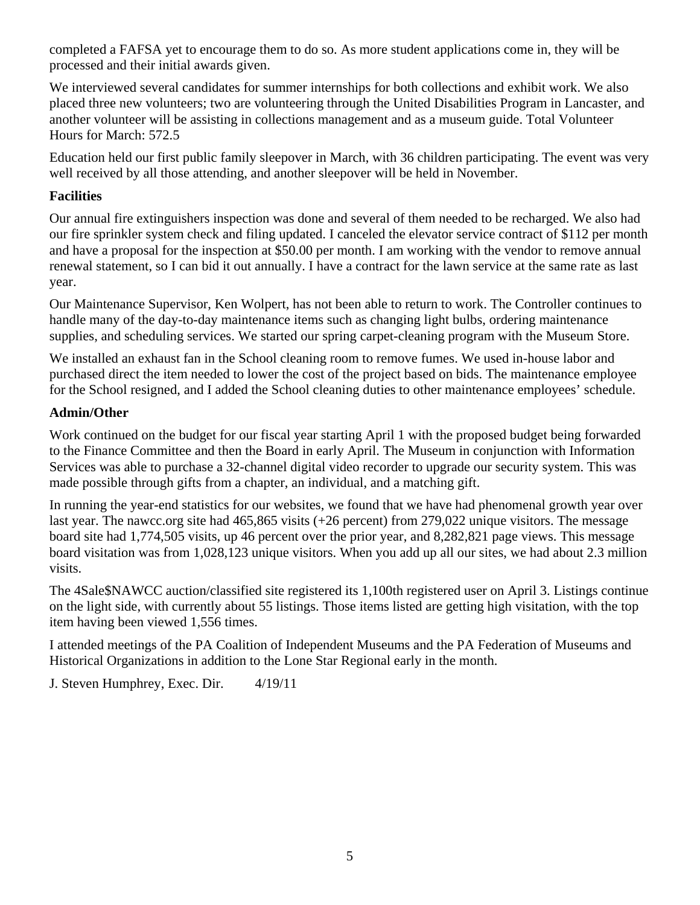completed a FAFSA yet to encourage them to do so. As more student applications come in, they will be processed and their initial awards given.

We interviewed several candidates for summer internships for both collections and exhibit work. We also placed three new volunteers; two are volunteering through the United Disabilities Program in Lancaster, and another volunteer will be assisting in collections management and as a museum guide. Total Volunteer Hours for March: 572.5

Education held our first public family sleepover in March, with 36 children participating. The event was very well received by all those attending, and another sleepover will be held in November.

**Facilities**

Our annual fire extinguishers inspection was done and several of them needed to be recharged. We also had our fire sprinkler system check and filing updated. I canceled the elevator service contract of $112 per month and have a proposal for the inspection at $50.00 per month. I am working with the vendor to remove annual renewal statement, so I can bid it out annually. I have a contract for the lawn service at the same rate as last year.

Our Maintenance Supervisor, Ken Wolpert, has not been able to return to work. The Controller continues to handle many of the day-to-day maintenance items such as changing light bulbs, ordering maintenance supplies, and scheduling services. We started our spring carpet-cleaning program with the Museum Store.

We installed an exhaust fan in the School cleaning room to remove fumes. We used in-house labor and purchased direct the item needed to lower the cost of the project based on bids. The maintenance employee for the School resigned, and I added the School cleaning duties to other maintenance employees' schedule.

**Admin/Other**

Work continued on the budget for our fiscal year starting April 1 with the proposed budget being forwarded to the Finance Committee and then the Board in early April. The Museum in conjunction with Information Services was able to purchase a 32-channel digital video recorder to upgrade our security system. This was made possible through gifts from a chapter, an individual, and a matching gift.

In running the year-end statistics for our websites, we found that we have had phenomenal growth year over last year. The nawcc.org site had 465,865 visits (+26 percent) from 279,022 unique visitors. The message board site had 1,774,505 visits, up 46 percent over the prior year, and 8,282,821 page views. This message board visitation was from 1,028,123 unique visitors. When you add up all our sites, we had about 2.3 million visits.

The 4Sale$NAWCC auction/classified site registered its 1,100th registered user on April 3. Listings continue on the light side, with currently about 55 listings. Those items listed are getting high visitation, with the top item having been viewed 1,556 times.

I attended meetings of the PA Coalition of Independent Museums and the PA Federation of Museums and Historical Organizations in addition to the Lone Star Regional early in the month.

J. Steven Humphrey, Exec. Dir. 4/19/11